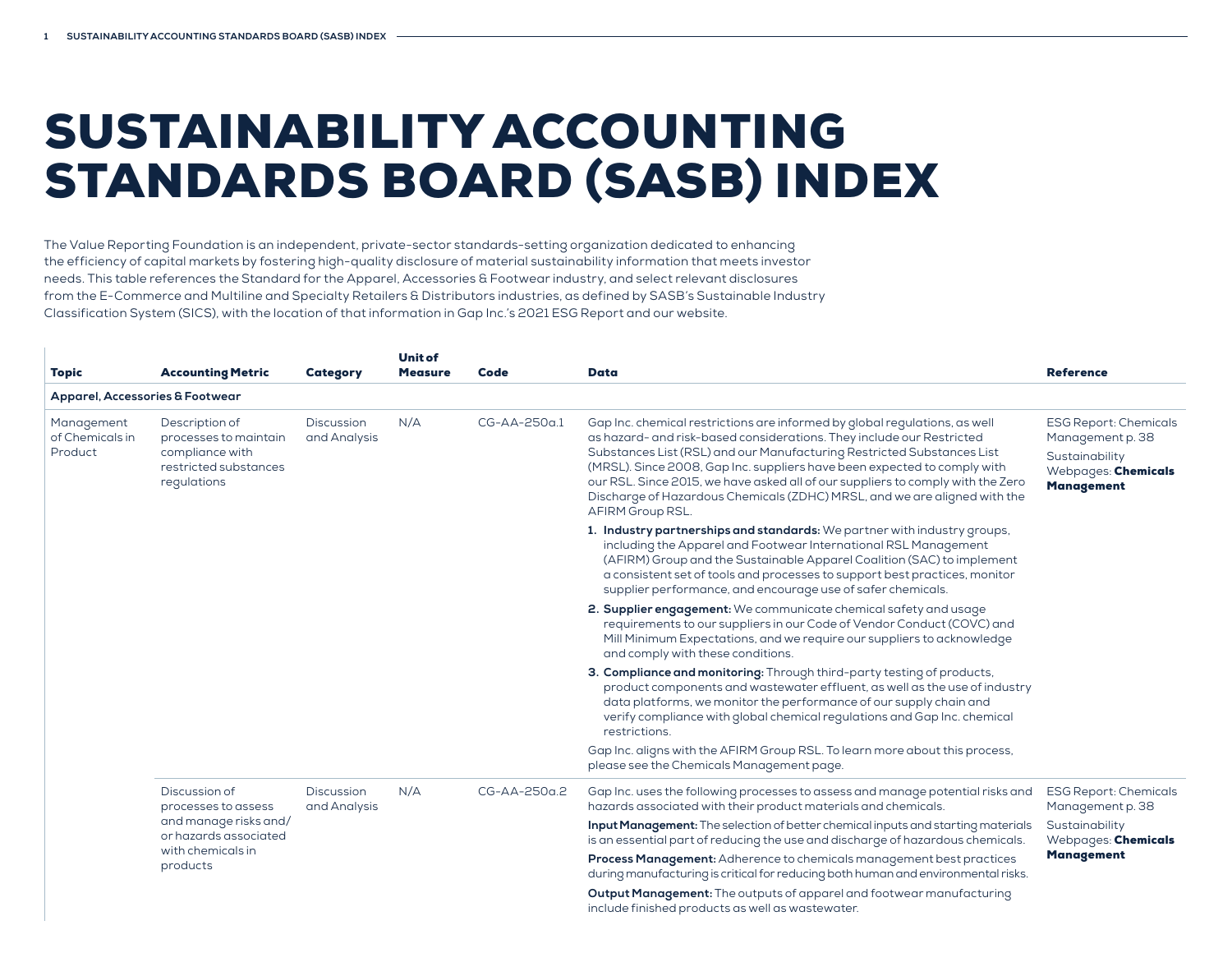# SUSTAINABILITY ACCOUNTING STANDARDS BOARD (SASB) INDEX

The Value Reporting Foundation is an independent, private-sector standards-setting organization dedicated to enhancing the efficiency of capital markets by fostering high-quality disclosure of material sustainability information that meets investor needs. This table references the Standard for the Apparel, Accessories & Footwear industry, and select relevant disclosures from the E-Commerce and Multiline and Specialty Retailers & Distributors industries, as defined by SASB's Sustainable Industry Classification System (SICS), with the location of that information in Gap Inc.'s 2021 ESG Report and our website.

| Topic | Accounting Metric | Category | Unit of Measure | Code | Data | Reference |
|---|---|---|---|---|---|---|
| **Apparel, Accessories & Footwear** | | | | | | |
| Management of Chemicals in Product | Description of processes to maintain compliance with restricted substances regulations | Discussion and Analysis | N/A | CG-AA-250a.1 | Gap Inc. chemical restrictions are informed by global regulations, as well as hazard- and risk-based considerations. They include our Restricted Substances List (RSL) and our Manufacturing Restricted Substances List (MRSL). Since 2008, Gap Inc. suppliers have been expected to comply with our RSL. Since 2015, we have asked all of our suppliers to comply with the Zero Discharge of Hazardous Chemicals (ZDHC) MRSL, and we are aligned with the AFIRM Group RSL.<br>1. **Industry partnerships and standards:** We partner with industry groups, including the Apparel and Footwear International RSL Management (AFIRM) Group and the Sustainable Apparel Coalition (SAC) to implement a consistent set of tools and processes to support best practices, monitor supplier performance, and encourage use of safer chemicals.<br>2. **Supplier engagement:** We communicate chemical safety and usage requirements to our suppliers in our Code of Vendor Conduct (COVC) and Mill Minimum Expectations, and we require our suppliers to acknowledge and comply with these conditions.<br>3. **Compliance and monitoring:** Through third-party testing of products, product components and wastewater effluent, as well as the use of industry data platforms, we monitor the performance of our supply chain and verify compliance with global chemical regulations and Gap Inc. chemical restrictions.<br>Gap Inc. aligns with the AFIRM Group RSL. To learn more about this process, please see the Chemicals Management page. | ESG Report: Chemicals Management p. 38<br>Sustainability Webpages: **Chemicals Management** |
| | Discussion of processes to assess and manage risks and/or hazards associated with chemicals in products | Discussion and Analysis | N/A | CG-AA-250a.2 | Gap Inc. uses the following processes to assess and manage potential risks and hazards associated with their product materials and chemicals.<br>**Input Management:** The selection of better chemical inputs and starting materials is an essential part of reducing the use and discharge of hazardous chemicals.<br>**Process Management:** Adherence to chemicals management best practices during manufacturing is critical for reducing both human and environmental risks.<br>**Output Management:** The outputs of apparel and footwear manufacturing include finished products as well as wastewater. | ESG Report: Chemicals Management p. 38<br>Sustainability Webpages: **Chemicals Management** |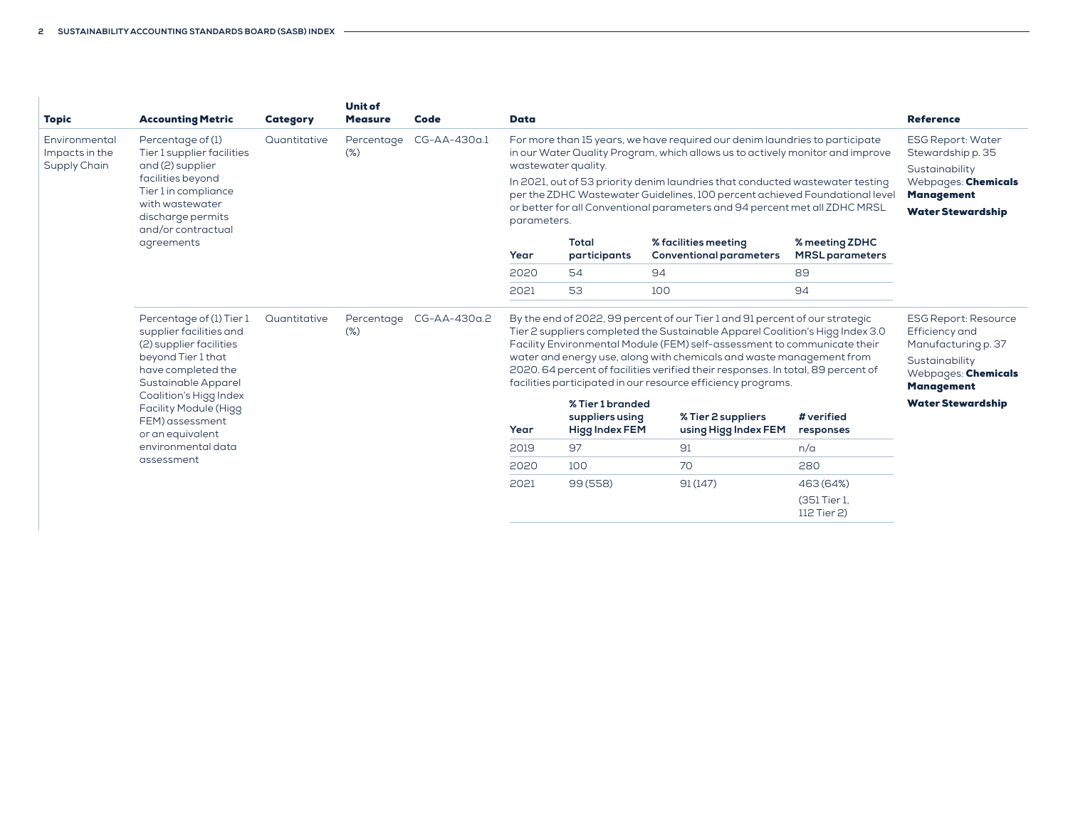| Topic | Accounting Metric | Category | Unit of Measure | Code | Data | Reference |
|---|---|---|---|---|---|---|
| Environmental Impacts in the Supply Chain | Percentage of (1) Tier 1 supplier facilities and (2) supplier facilities beyond Tier 1 in compliance with wastewater discharge permits and/or contractual agreements | Quantitative | Percentage (%) | CG-AA-430a.1 | For more than 15 years, we have required our denim laundries to participate in our Water Quality Program, which allows us to actively monitor and improve wastewater quality.<br><br>In 2021, out of 53 priority denim laundries that conducted wastewater testing per the ZDHC Wastewater Guidelines, 100 percent achieved Foundational level or better for all Conventional parameters and 94 percent met all ZDHC MRSL parameters. | ESG Report: Water Stewardship p. 35<br><br>Sustainability Webpages: **Chemicals Management**<br><br>**Water Stewardship** |
| | Percentage of (1) Tier 1 supplier facilities and (2) supplier facilities beyond Tier 1 that have completed the Sustainable Apparel Coalition's Higg Index Facility Module (Higg FEM) assessment or an equivalent environmental data assessment | Quantitative | Percentage (%) | CG-AA-430a.2 | By the end of 2022, 99 percent of our Tier 1 and 91 percent of our strategic Tier 2 suppliers completed the Sustainable Apparel Coalition's Higg Index 3.0 Facility Environmental Module (FEM) self-assessment to communicate their water and energy use, along with chemicals and waste management from 2020. 64 percent of facilities verified their responses. In total, 89 percent of facilities participated in our resource efficiency programs. | ESG Report: Resource Efficiency and Manufacturing p. 37<br><br>Sustainability Webpages: **Chemicals Management**<br><br>**Water Stewardship** |

| Year | Total participants | % facilities meeting Conventional parameters | % meeting ZDHC MRSL parameters |
|---|---|---|---|
| 2020 | 54 | 94 | 89 |
| 2021 | 53 | 100 | 94 |

| Year | % Tier 1 branded suppliers using Higg Index FEM | % Tier 2 suppliers using Higg Index FEM | # verified responses |
|---|---|---|---|
| 2019 | 97 | 91 | n/a |
| 2020 | 100 | 70 | 280 |
| 2021 | 99 (558) | 91 (147) | 463 (64%)<br>(351 Tier 1, 112 Tier 2) |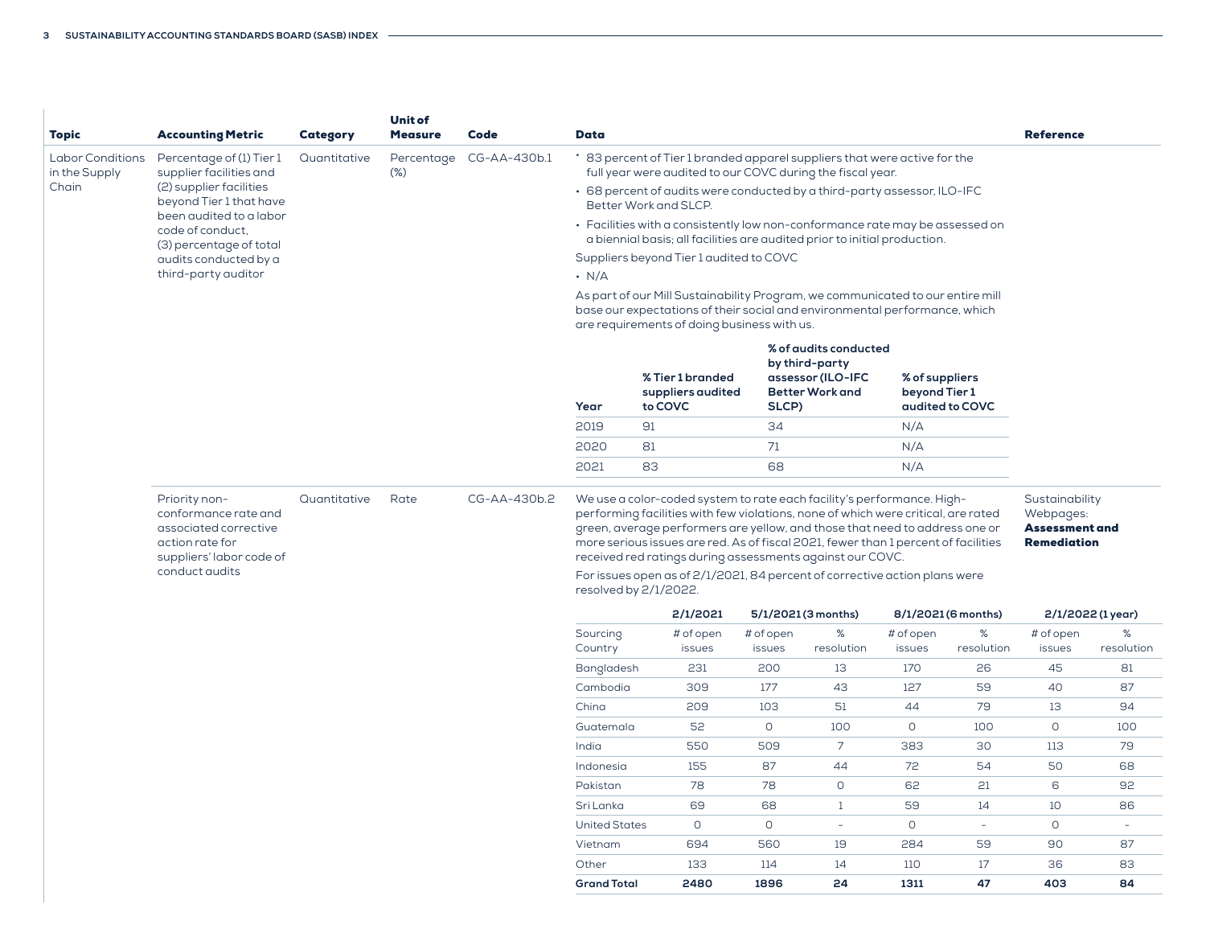| Topic | Accounting Metric | Category | Unit of Measure | Code | Data | Reference |
|---|---|---|---|---|---|---|
| Labor Conditions in the Supply Chain | Percentage of (1) Tier 1 supplier facilities and (2) supplier facilities beyond Tier 1 that have been audited to a labor code of conduct, (3) percentage of total audits conducted by a third-party auditor | Quantitative | Percentage (%) | CG-AA-430b.1 | * 83 percent of Tier 1 branded apparel suppliers that were active for the full year were audited to our COVC during the fiscal year.<br>• 68 percent of audits were conducted by a third-party assessor, ILO-IFC Better Work and SLCP.<br>• Facilities with a consistently low non-conformance rate may be assessed on a biennial basis; all facilities are audited prior to initial production.<br>Suppliers beyond Tier 1 audited to COVC<br>• N/A<br>As part of our Mill Sustainability Program, we communicated to our entire mill base our expectations of their social and environmental performance, which are requirements of doing business with us. | |
| | Priority non-conformance rate and associated corrective action rate for suppliers' labor code of conduct audits | Quantitative | Rate | CG-AA-430b.2 | We use a color-coded system to rate each facility's performance. High-performing facilities with few violations, none of which were critical, are rated green, average performers are yellow, and those that need to address one or more serious issues are red. As of fiscal 2021, fewer than 1 percent of facilities received red ratings during assessments against our COVC.<br>For issues open as of 2/1/2021, 84 percent of corrective action plans were resolved by 2/1/2022. | Sustainability Webpages: **Assessment and Remediation** |

| Year | % Tier 1 branded suppliers audited to COVC | % of audits conducted by third-party assessor (ILO-IFC Better Work and SLCP) | % of suppliers beyond Tier 1 audited to COVC |
|---|---|---|---|
| 2019 | 91 | 34 | N/A |
| 2020 | 81 | 71 | N/A |
| 2021 | 83 | 68 | N/A |

| | 2/1/2021 | 5/1/2021 (3 months) | | 8/1/2021 (6 months) | | 2/1/2022 (1 year) | |
|---|---|---|---|---|---|---|---|
| Sourcing Country | # of open issues | # of open issues | % resolution | # of open issues | % resolution | # of open issues | % resolution |
| Bangladesh | 231 | 200 | 13 | 170 | 26 | 45 | 81 |
| Cambodia | 309 | 177 | 43 | 127 | 59 | 40 | 87 |
| China | 209 | 103 | 51 | 44 | 79 | 13 | 94 |
| Guatemala | 52 | 0 | 100 | 0 | 100 | 0 | 100 |
| India | 550 | 509 | 7 | 383 | 30 | 113 | 79 |
| Indonesia | 155 | 87 | 44 | 72 | 54 | 50 | 68 |
| Pakistan | 78 | 78 | 0 | 62 | 21 | 6 | 92 |
| Sri Lanka | 69 | 68 | 1 | 59 | 14 | 10 | 86 |
| United States | 0 | 0 | - | 0 | - | 0 | - |
| Vietnam | 694 | 560 | 19 | 284 | 59 | 90 | 87 |
| Other | 133 | 114 | 14 | 110 | 17 | 36 | 83 |
| **Grand Total** | **2480** | **1896** | **24** | **1311** | **47** | **403** | **84** |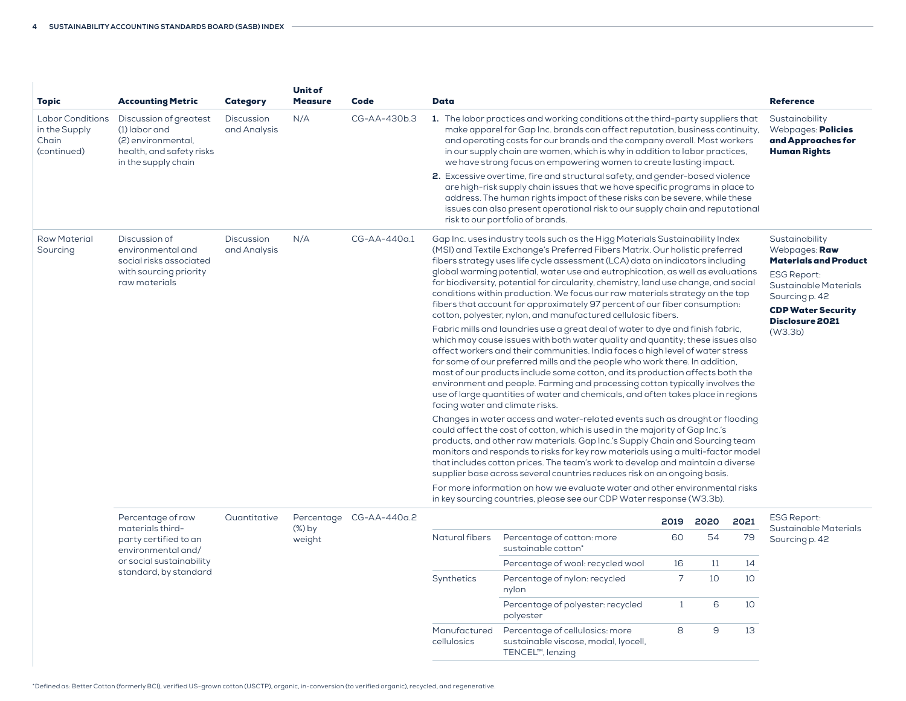| Topic | Accounting Metric | Category | Unit of Measure | Code | Data | Reference |
|---|---|---|---|---|---|---|
| Labor Conditions in the Supply Chain (continued) | Discussion of greatest (1) labor and (2) environmental, health, and safety risks in the supply chain | Discussion and Analysis | N/A | CG-AA-430b.3 | **1.** The labor practices and working conditions at the third-party suppliers that make apparel for Gap Inc. brands can affect reputation, business continuity, and operating costs for our brands and the company overall. Most workers in our supply chain are women, which is why in addition to labor practices, we have strong focus on empowering women to create lasting impact.<br>**2.** Excessive overtime, fire and structural safety, and gender-based violence are high-risk supply chain issues that we have specific programs in place to address. The human rights impact of these risks can be severe, while these issues can also present operational risk to our supply chain and reputational risk to our portfolio of brands. | Sustainability Webpages: **Policies and Approaches for Human Rights** |
| Raw Material Sourcing | Discussion of environmental and social risks associated with sourcing priority raw materials | Discussion and Analysis | N/A | CG-AA-440a.1 | Gap Inc. uses industry tools such as the Higg Materials Sustainability Index (MSI) and Textile Exchange's Preferred Fibers Matrix. Our holistic preferred fibers strategy uses life cycle assessment (LCA) data on indicators including global warming potential, water use and eutrophication, as well as evaluations for biodiversity, potential for circularity, chemistry, land use change, and social conditions within production. We focus our raw materials strategy on the top fibers that account for approximately 97 percent of our fiber consumption: cotton, polyester, nylon, and manufactured cellulosic fibers.<br>Fabric mills and laundries use a great deal of water to dye and finish fabric, which may cause issues with both water quality and quantity; these issues also affect workers and their communities. India faces a high level of water stress for some of our preferred mills and the people who work there. In addition, most of our products include some cotton, and its production affects both the environment and people. Farming and processing cotton typically involves the use of large quantities of water and chemicals, and often takes place in regions facing water and climate risks.<br>Changes in water access and water-related events such as drought or flooding could affect the cost of cotton, which is used in the majority of Gap Inc.'s products, and other raw materials. Gap Inc.'s Supply Chain and Sourcing team monitors and responds to risks for key raw materials using a multi-factor model that includes cotton prices. The team's work to develop and maintain a diverse supplier base across several countries reduces risk on an ongoing basis.<br>For more information on how we evaluate water and other environmental risks in key sourcing countries, please see our CDP Water response (W3.3b). | Sustainability Webpages: **Raw Materials and Product**<br>ESG Report: Sustainable Materials Sourcing p. 42<br>**CDP Water Security Disclosure 2021** (W3.3b) |
| | Percentage of raw materials third-party certified to an environmental and/or social sustainability standard, by standard | Quantitative | Percentage (%) by weight | CG-AA-440a.2 | See table below | ESG Report: Sustainable Materials Sourcing p. 42 |

| | | 2019 | 2020 | 2021 |
|---|---|---|---|---|
| Natural fibers | Percentage of cotton: more sustainable cotton* | 60 | 54 | 79 |
| | Percentage of wool: recycled wool | 16 | 11 | 14 |
| Synthetics | Percentage of nylon: recycled nylon | 7 | 10 | 10 |
| | Percentage of polyester: recycled polyester | 1 | 6 | 10 |
| Manufactured cellulosics | Percentage of cellulosics: more sustainable viscose, modal, lyocell, TENCEL™, lenzing | 8 | 9 | 13 |

*Defined as: Better Cotton (formerly BCI), verified US-grown cotton (USCTP), organic, in-conversion (to verified organic), recycled, and regenerative.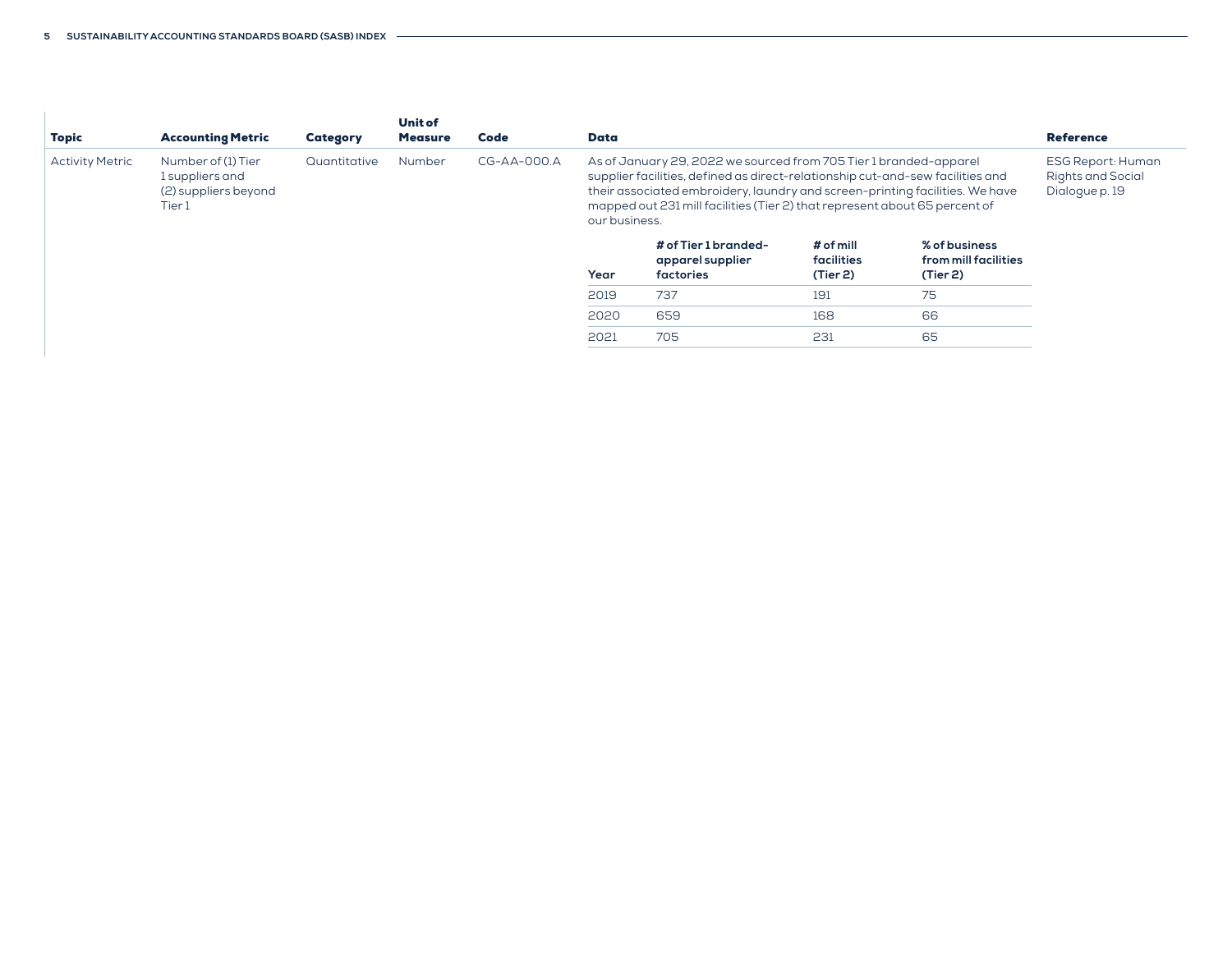| Topic | Accounting Metric | Category | Unit of Measure | Code | Data | Reference |
|---|---|---|---|---|---|---|
| Activity Metric | Number of (1) Tier 1 suppliers and (2) suppliers beyond Tier 1 | Quantitative | Number | CG-AA-000.A | As of January 29, 2022 we sourced from 705 Tier 1 branded-apparel supplier facilities, defined as direct-relationship cut-and-sew facilities and their associated embroidery, laundry and screen-printing facilities. We have mapped out 231 mill facilities (Tier 2) that represent about 65 percent of our business. | ESG Report: Human Rights and Social Dialogue p. 19 |

| Year | # of Tier 1 branded-apparel supplier factories | # of mill facilities (Tier 2) | % of business from mill facilities (Tier 2) |
|---|---|---|---|
| 2019 | 737 | 191 | 75 |
| 2020 | 659 | 168 | 66 |
| 2021 | 705 | 231 | 65 |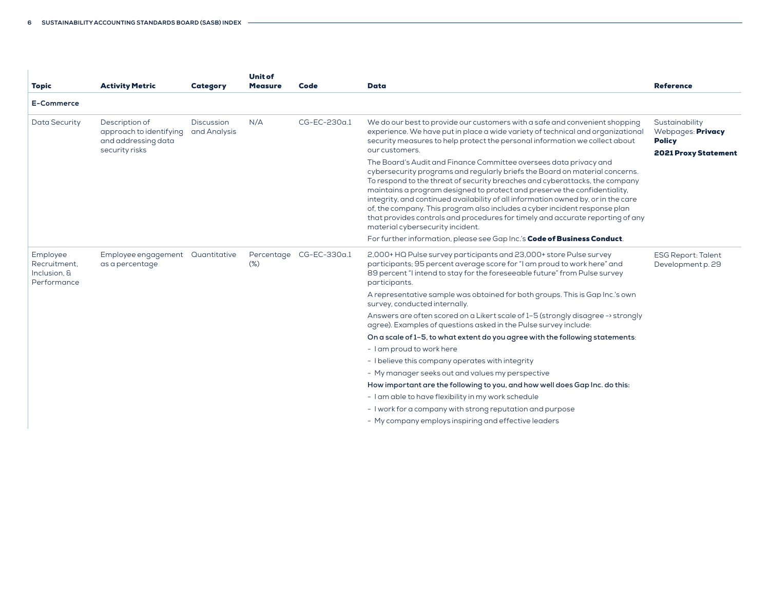| Topic | Activity Metric | Category | Unit of Measure | Code | Data | Reference |
|---|---|---|---|---|---|---|
| **E-Commerce** | | | | | | |
| Data Security | Description of approach to identifying and addressing data security risks | Discussion and Analysis | N/A | CG-EC-230a.1 | We do our best to provide our customers with a safe and convenient shopping experience. We have put in place a wide variety of technical and organizational security measures to help protect the personal information we collect about our customers.<br><br>The Board's Audit and Finance Committee oversees data privacy and cybersecurity programs and regularly briefs the Board on material concerns. To respond to the threat of security breaches and cyberattacks, the company maintains a program designed to protect and preserve the confidentiality, integrity, and continued availability of all information owned by, or in the care of, the company. This program also includes a cyber incident response plan that provides controls and procedures for timely and accurate reporting of any material cybersecurity incident.<br><br>For further information, please see Gap Inc.'s **Code of Business Conduct**. | Sustainability Webpages: **Privacy Policy**<br><br>**2021 Proxy Statement** |
| Employee Recruitment, Inclusion, & Performance | Employee engagement as a percentage | Quantitative | Percentage (%) | CG-EC-330a.1 | 2,000+ HQ Pulse survey participants and 23,000+ store Pulse survey participants; 95 percent average score for "I am proud to work here" and 89 percent "I intend to stay for the foreseeable future" from Pulse survey participants.<br><br>A representative sample was obtained for both groups. This is Gap Inc.'s own survey, conducted internally.<br><br>Answers are often scored on a Likert scale of 1–5 (strongly disagree -> strongly agree). Examples of questions asked in the Pulse survey include:<br><br>**On a scale of 1–5, to what extent do you agree with the following statements**:<br>- I am proud to work here<br>- I believe this company operates with integrity<br>- My manager seeks out and values my perspective<br><br>**How important are the following to you, and how well does Gap Inc. do this:**<br>- I am able to have flexibility in my work schedule<br>- I work for a company with strong reputation and purpose<br>- My company employs inspiring and effective leaders | ESG Report: Talent Development p. 29 |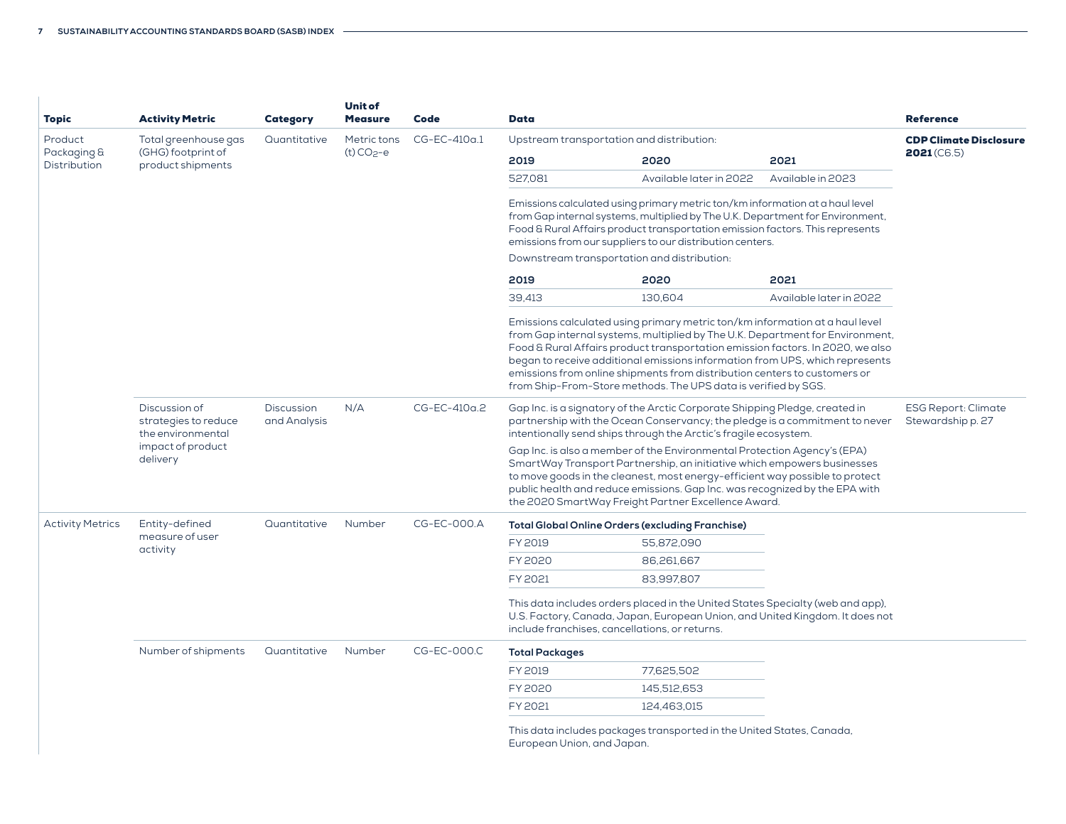| Topic | Activity Metric | Category | Unit of Measure | Code | Data | Reference |
|---|---|---|---|---|---|---|
| Product Packaging & Distribution | Total greenhouse gas (GHG) footprint of product shipments | Quantitative | Metric tons (t) $CO_2$-e | CG-EC-410a.1 | Upstream transportation and distribution:<br><br>**2019**: 527,081 · **2020**: Available later in 2022 · **2021**: Available in 2023<br><br>Emissions calculated using primary metric ton/km information at a haul level from Gap internal systems, multiplied by The U.K. Department for Environment, Food & Rural Affairs product transportation emission factors. This represents emissions from our suppliers to our distribution centers.<br><br>Downstream transportation and distribution:<br><br>**2019**: 39,413 · **2020**: 130,604 · **2021**: Available later in 2022<br><br>Emissions calculated using primary metric ton/km information at a haul level from Gap internal systems, multiplied by The U.K. Department for Environment, Food & Rural Affairs product transportation emission factors. In 2020, we also began to receive additional emissions information from UPS, which represents emissions from online shipments from distribution centers to customers or from Ship-From-Store methods. The UPS data is verified by SGS. | **CDP Climate Disclosure 2021** (C6.5) |
| | Discussion of strategies to reduce the environmental impact of product delivery | Discussion and Analysis | N/A | CG-EC-410a.2 | Gap Inc. is a signatory of the Arctic Corporate Shipping Pledge, created in partnership with the Ocean Conservancy; the pledge is a commitment to never intentionally send ships through the Arctic's fragile ecosystem.<br><br>Gap Inc. is also a member of the Environmental Protection Agency's (EPA) SmartWay Transport Partnership, an initiative which empowers businesses to move goods in the cleanest, most energy-efficient way possible to protect public health and reduce emissions. Gap Inc. was recognized by the EPA with the 2020 SmartWay Freight Partner Excellence Award. | ESG Report: Climate Stewardship p. 27 |
| Activity Metrics | Entity-defined measure of user activity | Quantitative | Number | CG-EC-000.A | **Total Global Online Orders (excluding Franchise)**<br><br>FY 2019: 55,872,090<br>FY 2020: 86,261,667<br>FY 2021: 83,997,807<br><br>This data includes orders placed in the United States Specialty (web and app), U.S. Factory, Canada, Japan, European Union, and United Kingdom. It does not include franchises, cancellations, or returns. | |
| | Number of shipments | Quantitative | Number | CG-EC-000.C | **Total Packages**<br><br>FY 2019: 77,625,502<br>FY 2020: 145,512,653<br>FY 2021: 124,463,015<br><br>This data includes packages transported in the United States, Canada, European Union, and Japan. | |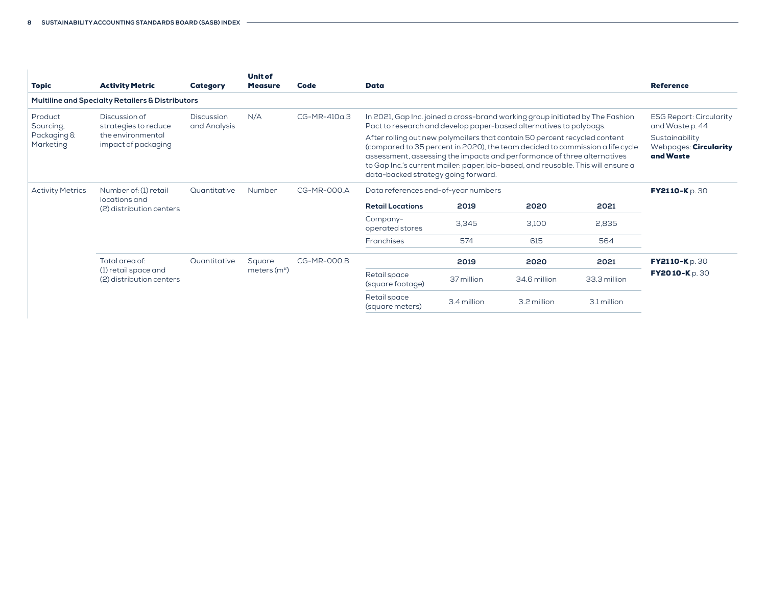| Topic | Activity Metric | Category | Unit of Measure | Code | Data | | | | Reference |
|---|---|---|---|---|---|---|---|---|---|
| **Multiline and Specialty Retailers & Distributors** | | | | | | | | | |
| Product Sourcing, Packaging & Marketing | Discussion of strategies to reduce the environmental impact of packaging | Discussion and Analysis | N/A | CG-MR-410a.3 | In 2021, Gap Inc. joined a cross-brand working group initiated by The Fashion Pact to research and develop paper-based alternatives to polybags.<br><br>After rolling out new polymailers that contain 50 percent recycled content (compared to 35 percent in 2020), the team decided to commission a life cycle assessment, assessing the impacts and performance of three alternatives to Gap Inc.'s current mailer: paper, bio-based, and reusable. This will ensure a data-backed strategy going forward. | | | | ESG Report: Circularity and Waste p. 44<br><br>Sustainability Webpages: **Circularity and Waste** |
| Activity Metrics | Number of: (1) retail locations and (2) distribution centers | Quantitative | Number | CG-MR-000.A | Data references end-of-year numbers | | | | **FY2110-K** p. 30 |
| | | | | | **Retail Locations** | **2019** | **2020** | **2021** | |
| | | | | | Company-operated stores | 3,345 | 3,100 | 2,835 | |
| | | | | | Franchises | 574 | 615 | 564 | |
| | Total area of: (1) retail space and (2) distribution centers | Quantitative | Square meters ($m^2$) | CG-MR-000.B | | **2019** | **2020** | **2021** | **FY2110-K** p. 30<br>**FY2010-K** p. 30 |
| | | | | | Retail space (square footage) | 37 million | 34.6 million | 33.3 million | |
| | | | | | Retail space (square meters) | 3.4 million | 3.2 million | 3.1 million | |